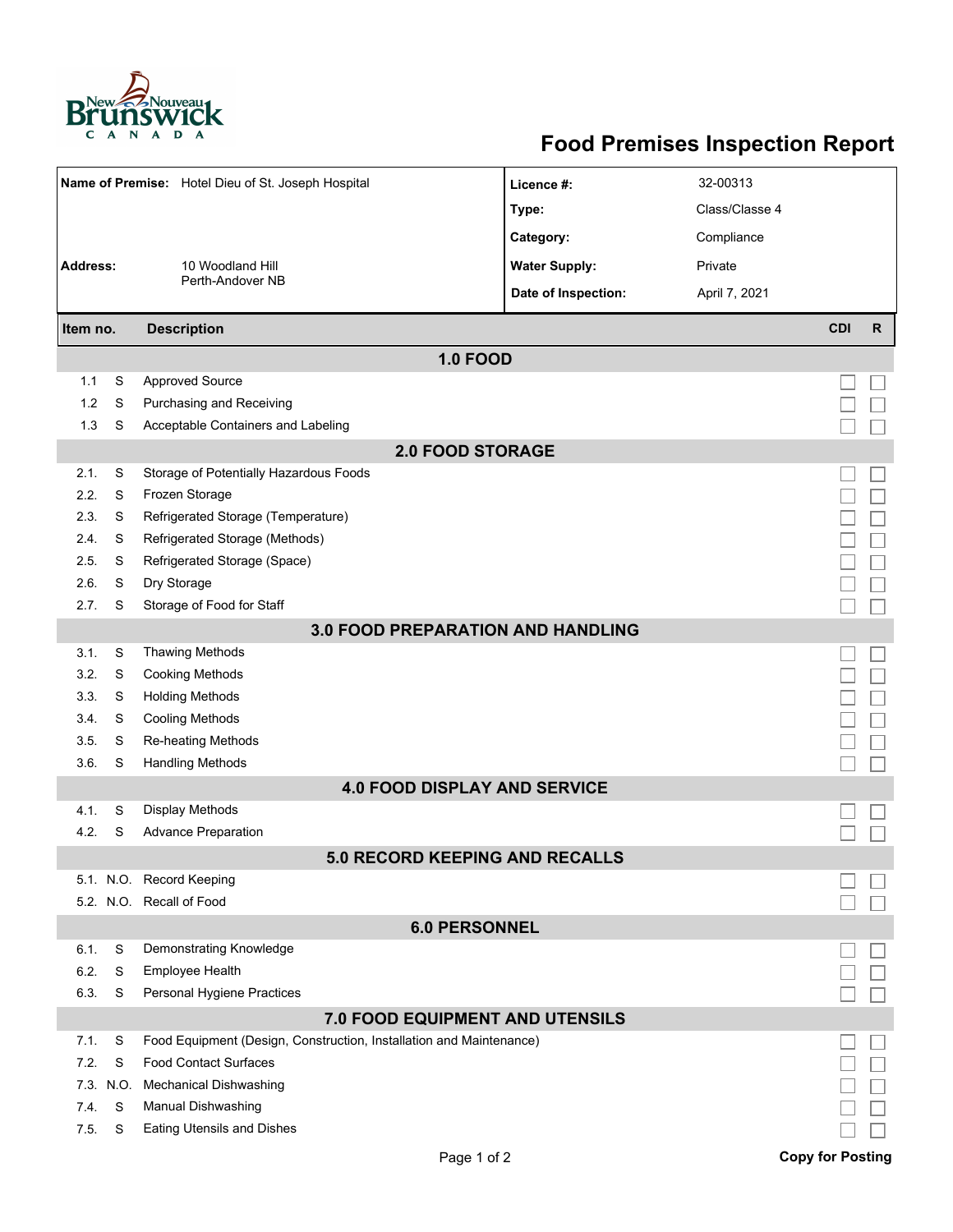# Food Premises Inspection Report

| | | | |
|---|---|---|---|
| **Name of Premise:** | Hotel Dieu of St. Joseph Hospital | **Licence #:** | 32-00313 |
| | | **Type:** | Class/Classe 4 |
| | | **Category:** | Compliance |
| **Address:** | 10 Woodland Hill Perth-Andover NB | **Water Supply:** | Private |
| | | **Date of Inspection:** | April 7, 2021 |

| Item no. | | Description | CDI | R |
|---|---|---|---|---|
| | | **1.0 FOOD** | | |
| 1.1 | S | Approved Source | ☐ | ☐ |
| 1.2 | S | Purchasing and Receiving | ☐ | ☐ |
| 1.3 | S | Acceptable Containers and Labeling | ☐ | ☐ |
| | | **2.0 FOOD STORAGE** | | |
| 2.1. | S | Storage of Potentially Hazardous Foods | ☐ | ☐ |
| 2.2. | S | Frozen Storage | ☐ | ☐ |
| 2.3. | S | Refrigerated Storage (Temperature) | ☐ | ☐ |
| 2.4. | S | Refrigerated Storage (Methods) | ☐ | ☐ |
| 2.5. | S | Refrigerated Storage (Space) | ☐ | ☐ |
| 2.6. | S | Dry Storage | ☐ | ☐ |
| 2.7. | S | Storage of Food for Staff | ☐ | ☐ |
| | | **3.0 FOOD PREPARATION AND HANDLING** | | |
| 3.1. | S | Thawing Methods | ☐ | ☐ |
| 3.2. | S | Cooking Methods | ☐ | ☐ |
| 3.3. | S | Holding Methods | ☐ | ☐ |
| 3.4. | S | Cooling Methods | ☐ | ☐ |
| 3.5. | S | Re-heating Methods | ☐ | ☐ |
| 3.6. | S | Handling Methods | ☐ | ☐ |
| | | **4.0 FOOD DISPLAY AND SERVICE** | | |
| 4.1. | S | Display Methods | ☐ | ☐ |
| 4.2. | S | Advance Preparation | ☐ | ☐ |
| | | **5.0 RECORD KEEPING AND RECALLS** | | |
| 5.1. | N.O. | Record Keeping | ☐ | ☐ |
| 5.2. | N.O. | Recall of Food | ☐ | ☐ |
| | | **6.0 PERSONNEL** | | |
| 6.1. | S | Demonstrating Knowledge | ☐ | ☐ |
| 6.2. | S | Employee Health | ☐ | ☐ |
| 6.3. | S | Personal Hygiene Practices | ☐ | ☐ |
| | | **7.0 FOOD EQUIPMENT AND UTENSILS** | | |
| 7.1. | S | Food Equipment (Design, Construction, Installation and Maintenance) | ☐ | ☐ |
| 7.2. | S | Food Contact Surfaces | ☐ | ☐ |
| 7.3. | N.O. | Mechanical Dishwashing | ☐ | ☐ |
| 7.4. | S | Manual Dishwashing | ☐ | ☐ |
| 7.5. | S | Eating Utensils and Dishes | ☐ | ☐ |

**Copy for Posting**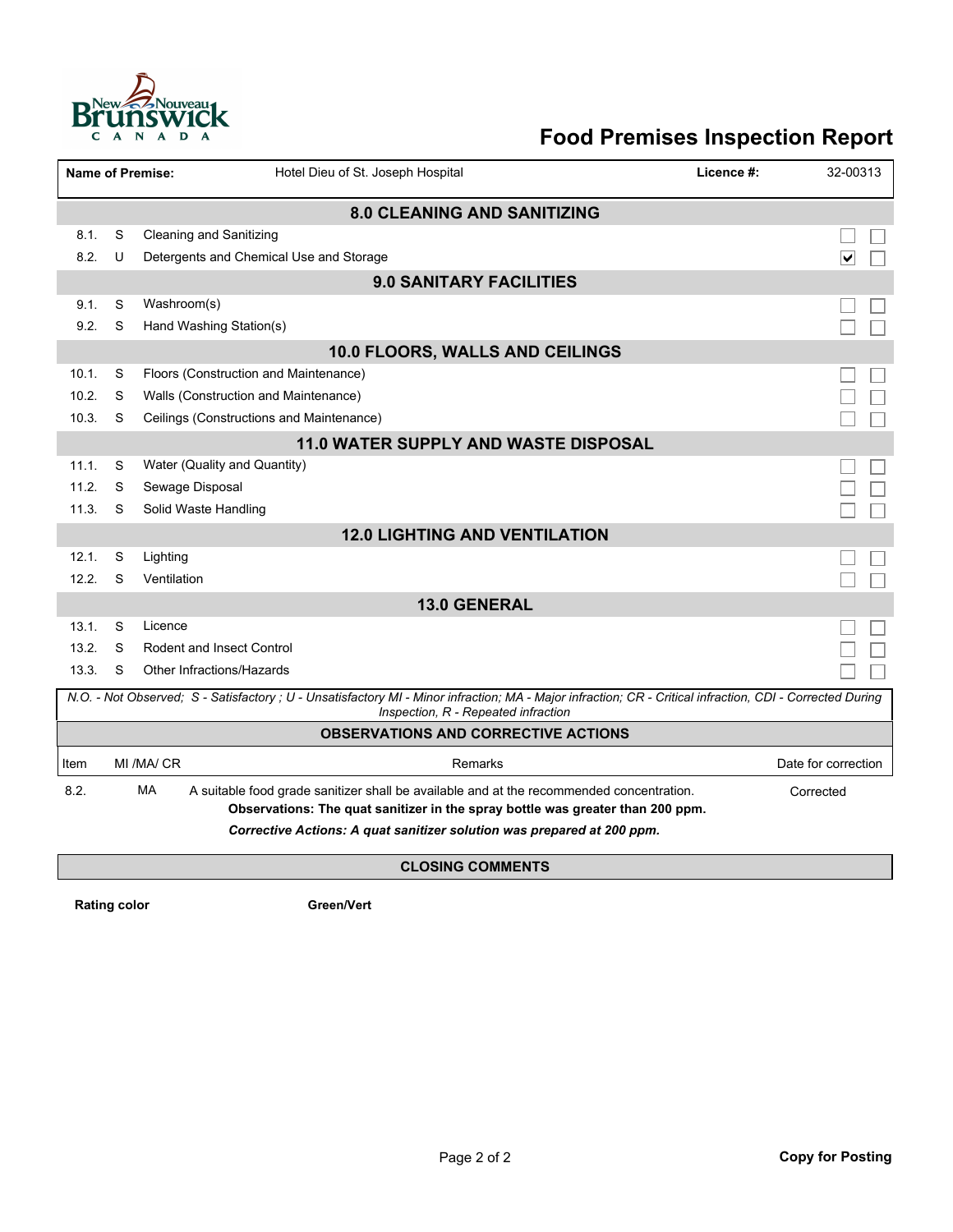# Food Premises Inspection Report

| Name of Premise: | Hotel Dieu of St. Joseph Hospital | Licence #: | 32-00313 |
|---|---|---|---|

## 8.0 CLEANING AND SANITIZING

| | | | | |
|---|---|---|---|---|
| 8.1. | S | Cleaning and Sanitizing | ☐ | ☐ |
| 8.2. | U | Detergents and Chemical Use and Storage | ☑ | ☐ |

## 9.0 SANITARY FACILITIES

| | | | | |
|---|---|---|---|---|
| 9.1. | S | Washroom(s) | ☐ | ☐ |
| 9.2. | S | Hand Washing Station(s) | ☐ | ☐ |

## 10.0 FLOORS, WALLS AND CEILINGS

| | | | | |
|---|---|---|---|---|
| 10.1. | S | Floors (Construction and Maintenance) | ☐ | ☐ |
| 10.2. | S | Walls (Construction and Maintenance) | ☐ | ☐ |
| 10.3. | S | Ceilings (Constructions and Maintenance) | ☐ | ☐ |

## 11.0 WATER SUPPLY AND WASTE DISPOSAL

| | | | | |
|---|---|---|---|---|
| 11.1. | S | Water (Quality and Quantity) | ☐ | ☐ |
| 11.2. | S | Sewage Disposal | ☐ | ☐ |
| 11.3. | S | Solid Waste Handling | ☐ | ☐ |

## 12.0 LIGHTING AND VENTILATION

| | | | | |
|---|---|---|---|---|
| 12.1. | S | Lighting | ☐ | ☐ |
| 12.2. | S | Ventilation | ☐ | ☐ |

## 13.0 GENERAL

| | | | | |
|---|---|---|---|---|
| 13.1. | S | Licence | ☐ | ☐ |
| 13.2. | S | Rodent and Insect Control | ☐ | ☐ |
| 13.3. | S | Other Infractions/Hazards | ☐ | ☐ |

*N.O. - Not Observed; S - Satisfactory ; U - Unsatisfactory MI - Minor infraction; MA - Major infraction; CR - Critical infraction, CDI - Corrected During Inspection, R - Repeated infraction*

## OBSERVATIONS AND CORRECTIVE ACTIONS

| Item | MI /MA/ CR | Remarks | Date for correction |
|---|---|---|---|
| 8.2. | MA | A suitable food grade sanitizer shall be available and at the recommended concentration.<br>**Observations: The quat sanitizer in the spray bottle was greater than 200 ppm.**<br>***Corrective Actions: A quat sanitizer solution was prepared at 200 ppm.*** | Corrected |

## CLOSING COMMENTS

**Rating color** **Green/Vert**

**Copy for Posting**